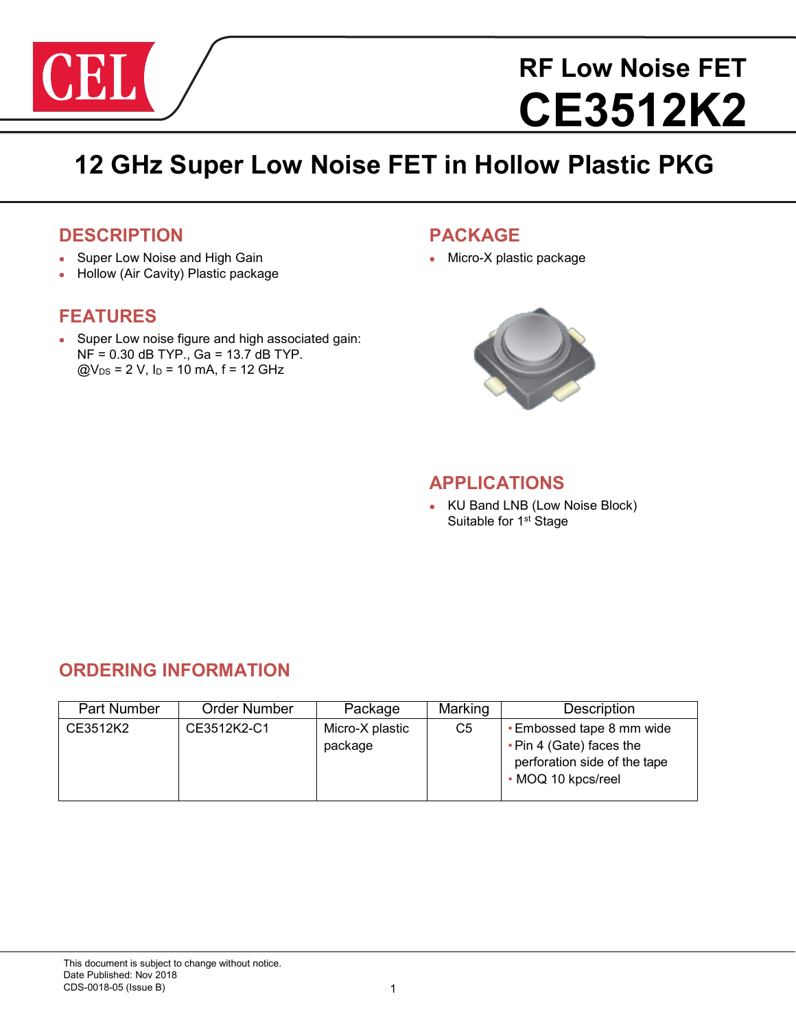# RF Low Noise FET

# CE3512K2

## 12 GHz Super Low Noise FET in Hollow Plastic PKG

### DESCRIPTION

- Super Low Noise and High Gain
- Hollow (Air Cavity) Plastic package

### FEATURES

- Super Low noise figure and high associated gain:
  NF = 0.30 dB TYP., Ga = 13.7 dB TYP.
  @$V_{DS}$ = 2 V, $I_D$ = 10 mA, f = 12 GHz

### PACKAGE

- Micro-X plastic package

### APPLICATIONS

- KU Band LNB (Low Noise Block)
  Suitable for 1st Stage

### ORDERING INFORMATION

| Part Number | Order Number | Package | Marking | Description |
|---|---|---|---|---|
| CE3512K2 | CE3512K2-C1 | Micro-X plastic package | C5 | • Embossed tape 8 mm wide<br>• Pin 4 (Gate) faces the perforation side of the tape<br>• MOQ 10 kpcs/reel |

This document is subject to change without notice.
Date Published: Nov 2018
CDS-0018-05 (Issue B)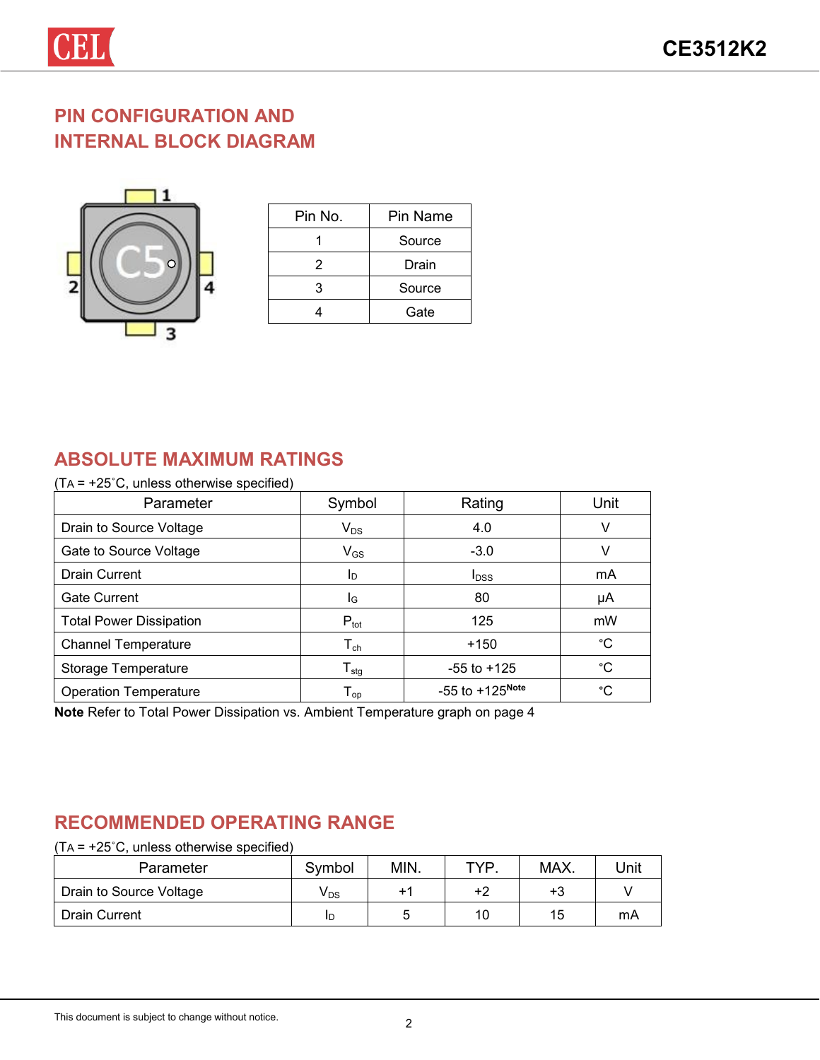## PIN CONFIGURATION AND INTERNAL BLOCK DIAGRAM

| Pin No. | Pin Name |
|---|---|
| 1 | Source |
| 2 | Drain |
| 3 | Source |
| 4 | Gate |

## ABSOLUTE MAXIMUM RATINGS

($T_A$ = +25˚C, unless otherwise specified)

| Parameter | Symbol | Rating | Unit |
|---|---|---|---|
| Drain to Source Voltage | $V_{DS}$ | 4.0 | V |
| Gate to Source Voltage | $V_{GS}$ | -3.0 | V |
| Drain Current | $I_D$ | $I_{DSS}$ | mA |
| Gate Current | $I_G$ | 80 | μA |
| Total Power Dissipation | $P_{tot}$ | 125 | mW |
| Channel Temperature | $T_{ch}$ | +150 | °C |
| Storage Temperature | $T_{stg}$ | -55 to +125 | °C |
| Operation Temperature | $T_{op}$ | -55 to +125[Note] | °C |

**Note** Refer to Total Power Dissipation vs. Ambient Temperature graph on page 4

## RECOMMENDED OPERATING RANGE

($T_A$ = +25˚C, unless otherwise specified)

| Parameter | Symbol | MIN. | TYP. | MAX. | Unit |
|---|---|---|---|---|---|
| Drain to Source Voltage | $V_{DS}$ | +1 | +2 | +3 | V |
| Drain Current | $I_D$ | 5 | 10 | 15 | mA |

This document is subject to change without notice.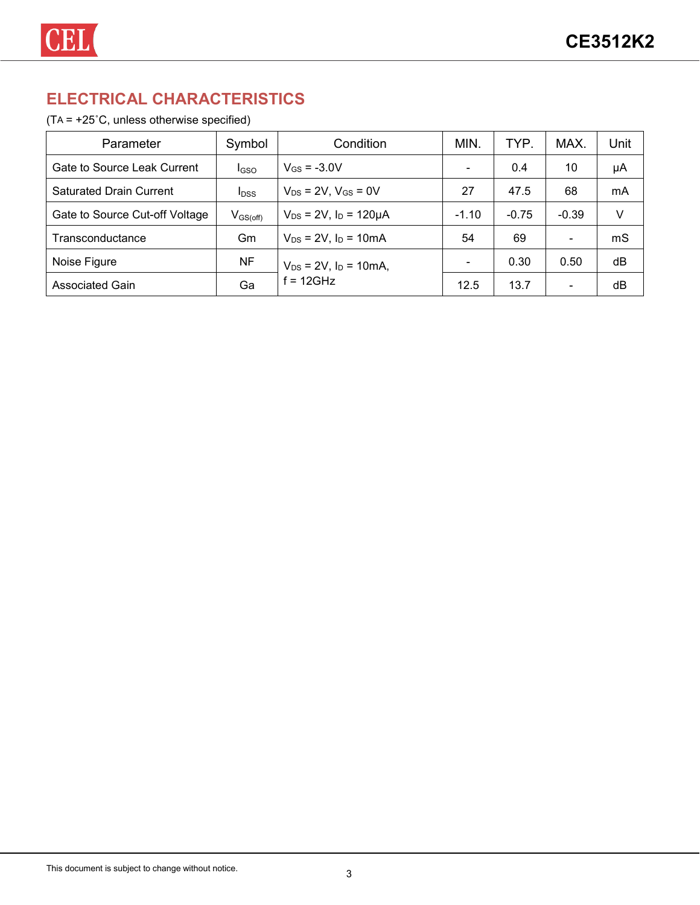## ELECTRICAL CHARACTERISTICS

($T_A$ = +25˚C, unless otherwise specified)

| Parameter | Symbol | Condition | MIN. | TYP. | MAX. | Unit |
|---|---|---|---|---|---|---|
| Gate to Source Leak Current | $I_{GSO}$ | $V_{GS}$ = -3.0V | - | 0.4 | 10 | μA |
| Saturated Drain Current | $I_{DSS}$ | $V_{DS}$ = 2V, $V_{GS}$ = 0V | 27 | 47.5 | 68 | mA |
| Gate to Source Cut-off Voltage | $V_{GS(off)}$ | $V_{DS}$ = 2V, $I_D$ = 120μA | -1.10 | -0.75 | -0.39 | V |
| Transconductance | Gm | $V_{DS}$ = 2V, $I_D$ = 10mA | 54 | 69 | - | mS |
| Noise Figure | NF | $V_{DS}$ = 2V, $I_D$ = 10mA, f = 12GHz | - | 0.30 | 0.50 | dB |
| Associated Gain | Ga | | 12.5 | 13.7 | - | dB |

This document is subject to change without notice.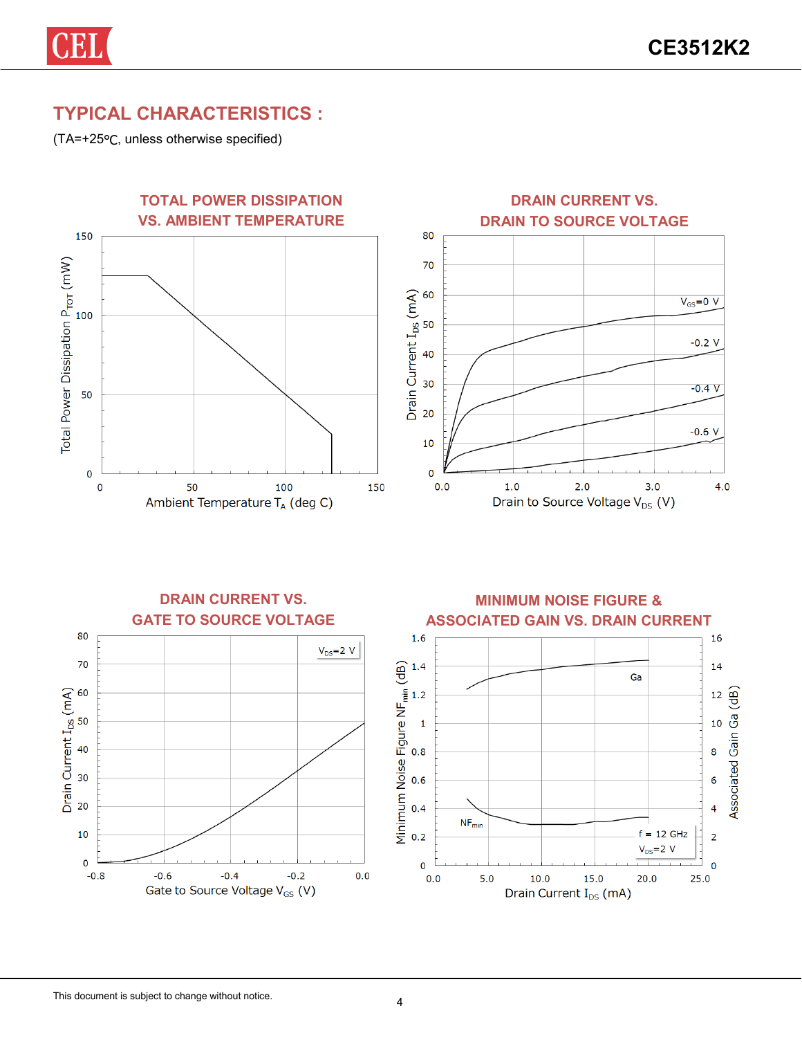## TYPICAL CHARACTERISTICS :

(TA=+25°C, unless otherwise specified)

### TOTAL POWER DISSIPATION VS. AMBIENT TEMPERATURE

### DRAIN CURRENT VS. DRAIN TO SOURCE VOLTAGE

### DRAIN CURRENT VS. GATE TO SOURCE VOLTAGE

### MINIMUM NOISE FIGURE & ASSOCIATED GAIN VS. DRAIN CURRENT

This document is subject to change without notice.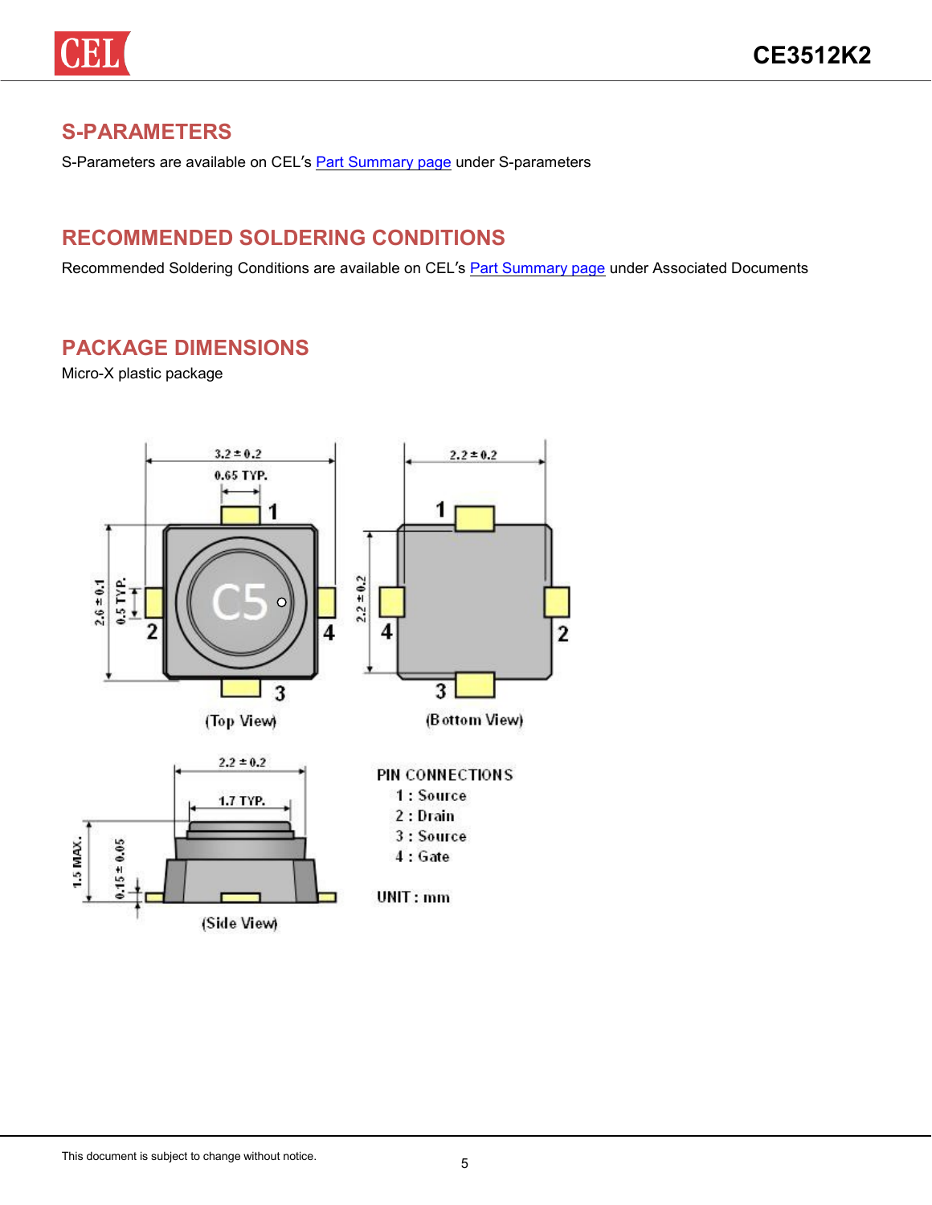## S-PARAMETERS

S-Parameters are available on CEL's Part Summary page under S-parameters

## RECOMMENDED SOLDERING CONDITIONS

Recommended Soldering Conditions are available on CEL's Part Summary page under Associated Documents

## PACKAGE DIMENSIONS

Micro-X plastic package

(Top View)

(Bottom View)

(Side View)

PIN CONNECTIONS
1 : Source
2 : Drain
3 : Source
4 : Gate

UNIT : mm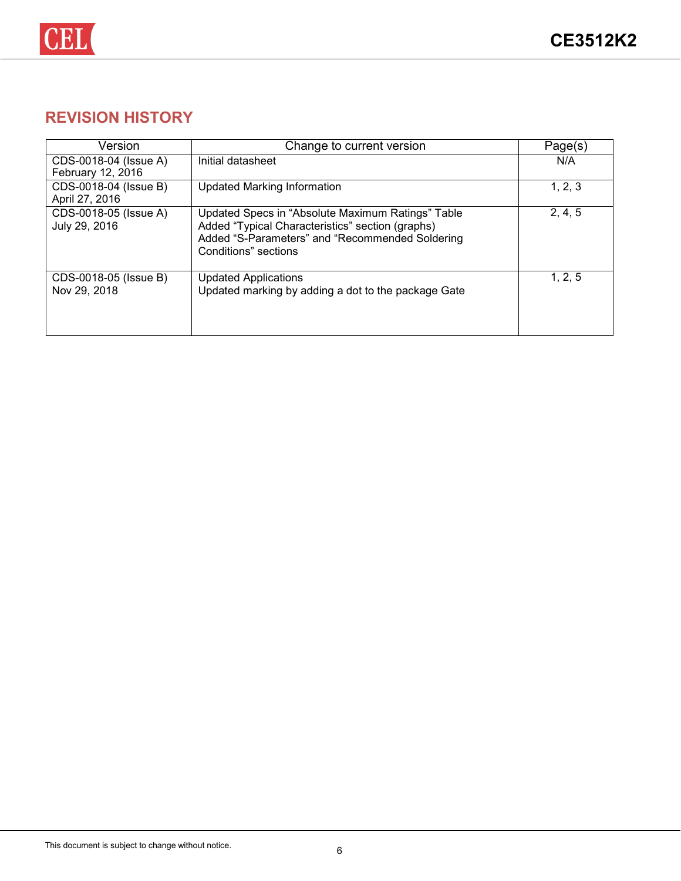## REVISION HISTORY

| Version | Change to current version | Page(s) |
|---|---|---|
| CDS-0018-04 (Issue A) February 12, 2016 | Initial datasheet | N/A |
| CDS-0018-04 (Issue B) April 27, 2016 | Updated Marking Information | 1, 2, 3 |
| CDS-0018-05 (Issue A) July 29, 2016 | Updated Specs in “Absolute Maximum Ratings” Table<br>Added “Typical Characteristics” section (graphs)<br>Added “S-Parameters” and “Recommended Soldering Conditions” sections | 2, 4, 5 |
| CDS-0018-05 (Issue B) Nov 29, 2018 | Updated Applications<br>Updated marking by adding a dot to the package Gate | 1, 2, 5 |

This document is subject to change without notice.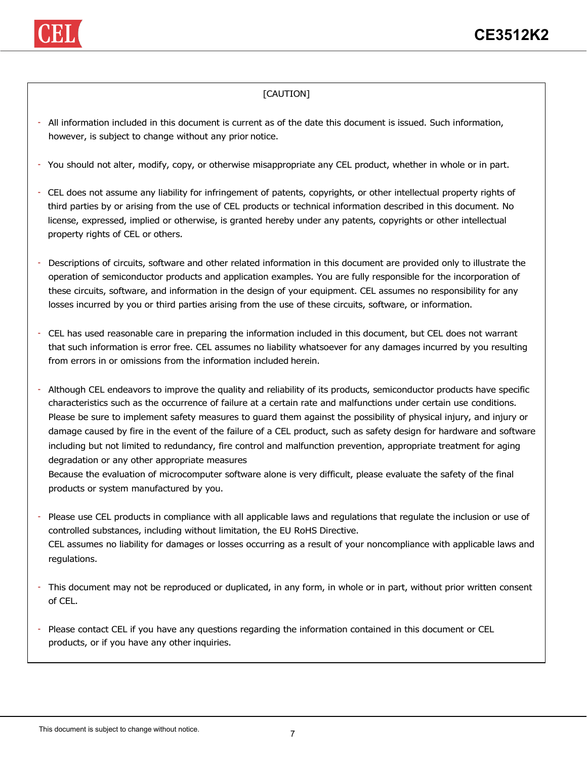[CAUTION]

- All information included in this document is current as of the date this document is issued. Such information, however, is subject to change without any prior notice.

- You should not alter, modify, copy, or otherwise misappropriate any CEL product, whether in whole or in part.

- CEL does not assume any liability for infringement of patents, copyrights, or other intellectual property rights of third parties by or arising from the use of CEL products or technical information described in this document. No license, expressed, implied or otherwise, is granted hereby under any patents, copyrights or other intellectual property rights of CEL or others.

- Descriptions of circuits, software and other related information in this document are provided only to illustrate the operation of semiconductor products and application examples. You are fully responsible for the incorporation of these circuits, software, and information in the design of your equipment. CEL assumes no responsibility for any losses incurred by you or third parties arising from the use of these circuits, software, or information.

- CEL has used reasonable care in preparing the information included in this document, but CEL does not warrant that such information is error free. CEL assumes no liability whatsoever for any damages incurred by you resulting from errors in or omissions from the information included herein.

- Although CEL endeavors to improve the quality and reliability of its products, semiconductor products have specific characteristics such as the occurrence of failure at a certain rate and malfunctions under certain use conditions. Please be sure to implement safety measures to guard them against the possibility of physical injury, and injury or damage caused by fire in the event of the failure of a CEL product, such as safety design for hardware and software including but not limited to redundancy, fire control and malfunction prevention, appropriate treatment for aging degradation or any other appropriate measures
  Because the evaluation of microcomputer software alone is very difficult, please evaluate the safety of the final products or system manufactured by you.

- Please use CEL products in compliance with all applicable laws and regulations that regulate the inclusion or use of controlled substances, including without limitation, the EU RoHS Directive.
  CEL assumes no liability for damages or losses occurring as a result of your noncompliance with applicable laws and regulations.

- This document may not be reproduced or duplicated, in any form, in whole or in part, without prior written consent of CEL.

- Please contact CEL if you have any questions regarding the information contained in this document or CEL products, or if you have any other inquiries.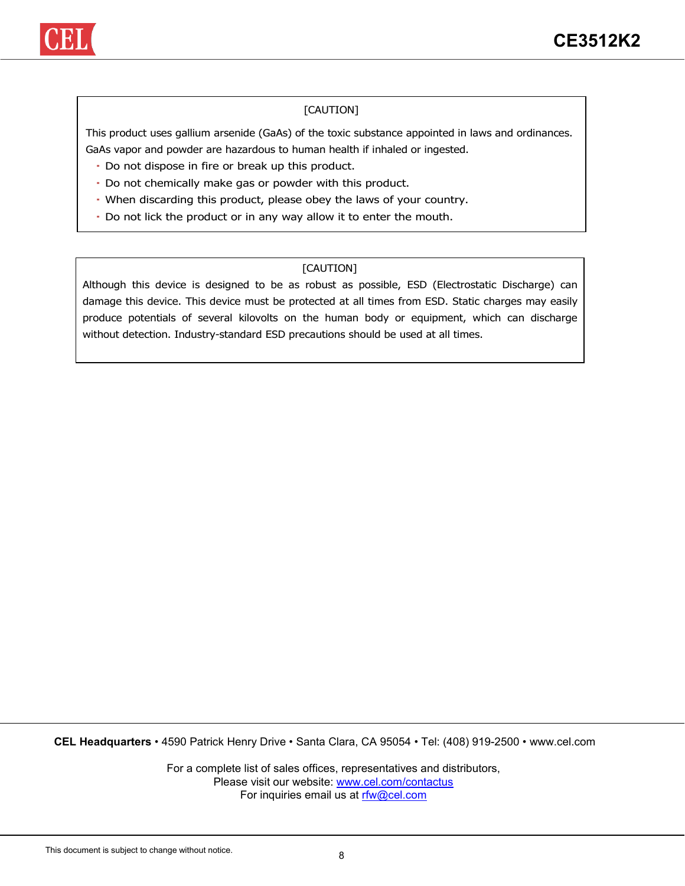[CAUTION]

This product uses gallium arsenide (GaAs) of the toxic substance appointed in laws and ordinances. GaAs vapor and powder are hazardous to human health if inhaled or ingested.

- Do not dispose in fire or break up this product.
- Do not chemically make gas or powder with this product.
- When discarding this product, please obey the laws of your country.
- Do not lick the product or in any way allow it to enter the mouth.

[CAUTION]

Although this device is designed to be as robust as possible, ESD (Electrostatic Discharge) can damage this device. This device must be protected at all times from ESD. Static charges may easily produce potentials of several kilovolts on the human body or equipment, which can discharge without detection. Industry-standard ESD precautions should be used at all times.

**CEL Headquarters** • 4590 Patrick Henry Drive • Santa Clara, CA 95054 • Tel: (408) 919-2500 • www.cel.com

For a complete list of sales offices, representatives and distributors,
Please visit our website: www.cel.com/contactus
For inquiries email us at rfw@cel.com

This document is subject to change without notice.